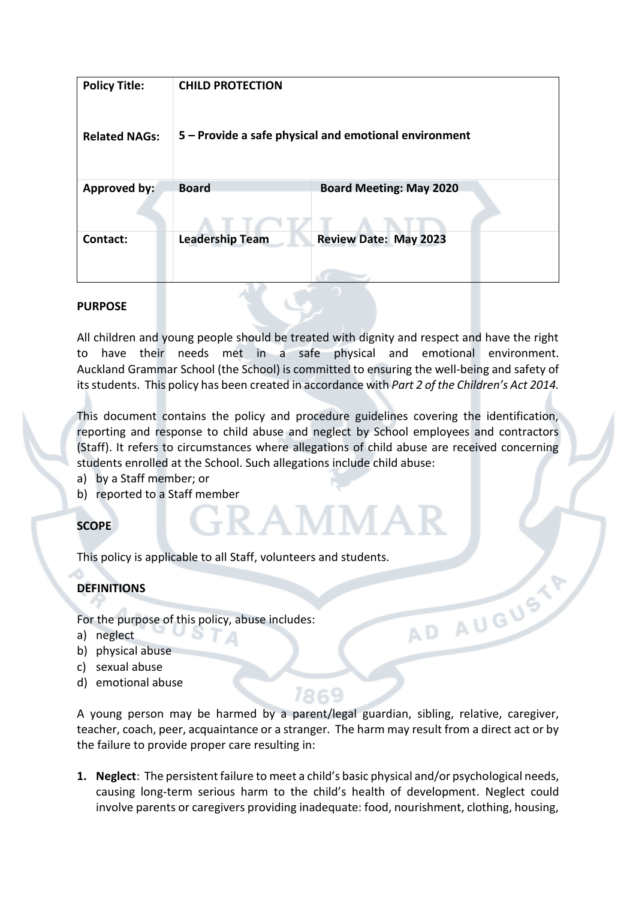| Policy Title: | CHILD PROTECTION | |
|---|---|---|
| Related NAGs: | 5 – Provide a safe physical and emotional environment | |
| Approved by: | Board | Board Meeting: May 2020 |
| Contact: | Leadership Team | Review Date: May 2023 |

## PURPOSE

All children and young people should be treated with dignity and respect and have the right to have their needs met in a safe physical and emotional environment. Auckland Grammar School (the School) is committed to ensuring the well-being and safety of its students. This policy has been created in accordance with *Part 2 of the Children's Act 2014.*

This document contains the policy and procedure guidelines covering the identification, reporting and response to child abuse and neglect by School employees and contractors (Staff). It refers to circumstances where allegations of child abuse are received concerning students enrolled at the School. Such allegations include child abuse:

a) by a Staff member; or
b) reported to a Staff member

## SCOPE

This policy is applicable to all Staff, volunteers and students.

## DEFINITIONS

For the purpose of this policy, abuse includes:

a) neglect
b) physical abuse
c) sexual abuse
d) emotional abuse

A young person may be harmed by a parent/legal guardian, sibling, relative, caregiver, teacher, coach, peer, acquaintance or a stranger. The harm may result from a direct act or by the failure to provide proper care resulting in:

1. **Neglect**: The persistent failure to meet a child's basic physical and/or psychological needs, causing long-term serious harm to the child's health of development. Neglect could involve parents or caregivers providing inadequate: food, nourishment, clothing, housing,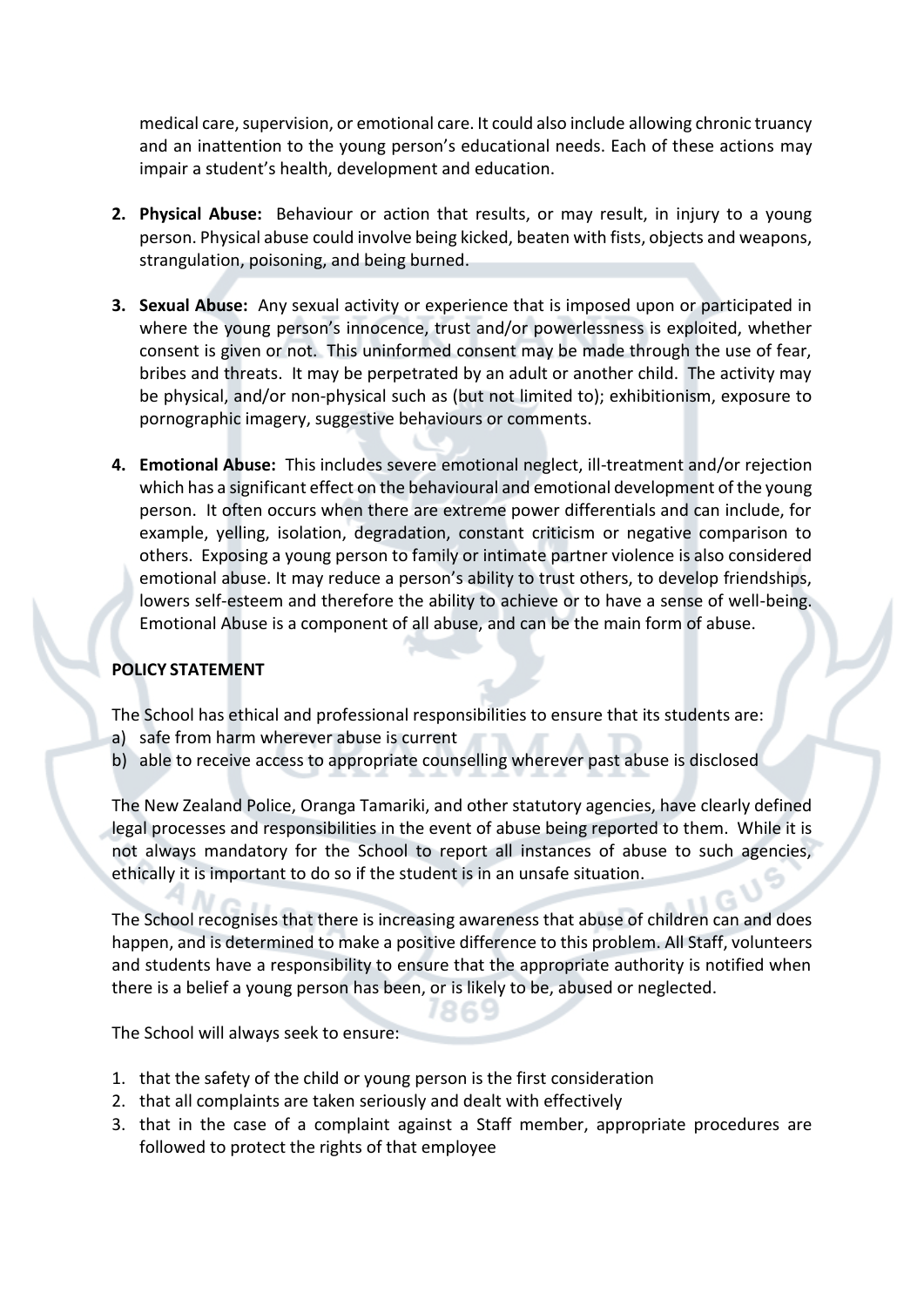medical care, supervision, or emotional care. It could also include allowing chronic truancy and an inattention to the young person's educational needs. Each of these actions may impair a student's health, development and education.

2. **Physical Abuse:** Behaviour or action that results, or may result, in injury to a young person. Physical abuse could involve being kicked, beaten with fists, objects and weapons, strangulation, poisoning, and being burned.

3. **Sexual Abuse:** Any sexual activity or experience that is imposed upon or participated in where the young person's innocence, trust and/or powerlessness is exploited, whether consent is given or not. This uninformed consent may be made through the use of fear, bribes and threats. It may be perpetrated by an adult or another child. The activity may be physical, and/or non-physical such as (but not limited to); exhibitionism, exposure to pornographic imagery, suggestive behaviours or comments.

4. **Emotional Abuse:** This includes severe emotional neglect, ill-treatment and/or rejection which has a significant effect on the behavioural and emotional development of the young person. It often occurs when there are extreme power differentials and can include, for example, yelling, isolation, degradation, constant criticism or negative comparison to others. Exposing a young person to family or intimate partner violence is also considered emotional abuse. It may reduce a person's ability to trust others, to develop friendships, lowers self-esteem and therefore the ability to achieve or to have a sense of well-being. Emotional Abuse is a component of all abuse, and can be the main form of abuse.

**POLICY STATEMENT**

The School has ethical and professional responsibilities to ensure that its students are:

a) safe from harm wherever abuse is current
b) able to receive access to appropriate counselling wherever past abuse is disclosed

The New Zealand Police, Oranga Tamariki, and other statutory agencies, have clearly defined legal processes and responsibilities in the event of abuse being reported to them. While it is not always mandatory for the School to report all instances of abuse to such agencies, ethically it is important to do so if the student is in an unsafe situation.

The School recognises that there is increasing awareness that abuse of children can and does happen, and is determined to make a positive difference to this problem. All Staff, volunteers and students have a responsibility to ensure that the appropriate authority is notified when there is a belief a young person has been, or is likely to be, abused or neglected.

The School will always seek to ensure:

1. that the safety of the child or young person is the first consideration
2. that all complaints are taken seriously and dealt with effectively
3. that in the case of a complaint against a Staff member, appropriate procedures are followed to protect the rights of that employee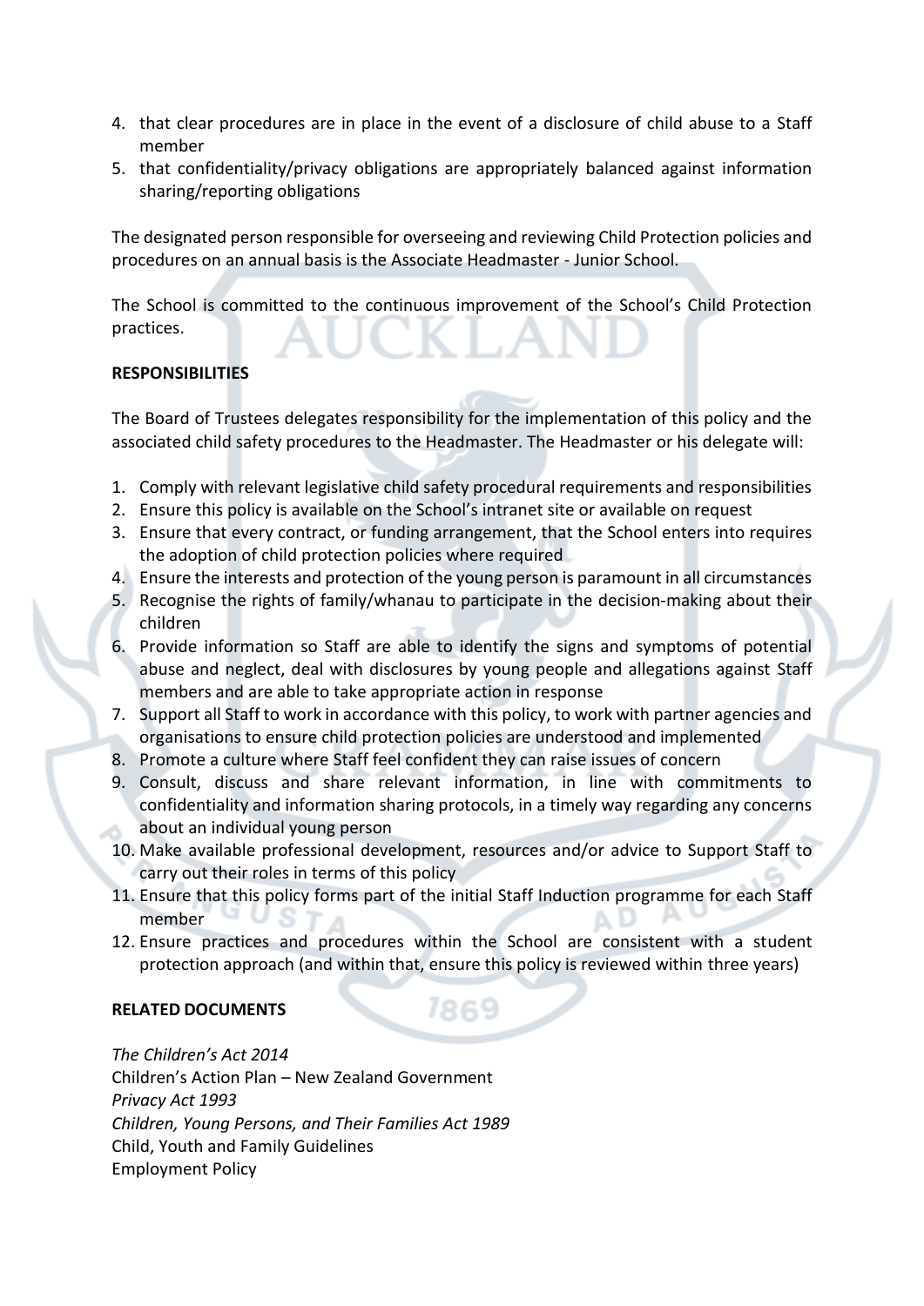4. that clear procedures are in place in the event of a disclosure of child abuse to a Staff member
5. that confidentiality/privacy obligations are appropriately balanced against information sharing/reporting obligations

The designated person responsible for overseeing and reviewing Child Protection policies and procedures on an annual basis is the Associate Headmaster - Junior School.

The School is committed to the continuous improvement of the School's Child Protection practices.

**RESPONSIBILITIES**

The Board of Trustees delegates responsibility for the implementation of this policy and the associated child safety procedures to the Headmaster. The Headmaster or his delegate will:

1. Comply with relevant legislative child safety procedural requirements and responsibilities
2. Ensure this policy is available on the School's intranet site or available on request
3. Ensure that every contract, or funding arrangement, that the School enters into requires the adoption of child protection policies where required
4. Ensure the interests and protection of the young person is paramount in all circumstances
5. Recognise the rights of family/whanau to participate in the decision-making about their children
6. Provide information so Staff are able to identify the signs and symptoms of potential abuse and neglect, deal with disclosures by young people and allegations against Staff members and are able to take appropriate action in response
7. Support all Staff to work in accordance with this policy, to work with partner agencies and organisations to ensure child protection policies are understood and implemented
8. Promote a culture where Staff feel confident they can raise issues of concern
9. Consult, discuss and share relevant information, in line with commitments to confidentiality and information sharing protocols, in a timely way regarding any concerns about an individual young person
10. Make available professional development, resources and/or advice to Support Staff to carry out their roles in terms of this policy
11. Ensure that this policy forms part of the initial Staff Induction programme for each Staff member
12. Ensure practices and procedures within the School are consistent with a student protection approach (and within that, ensure this policy is reviewed within three years)

**RELATED DOCUMENTS**

*The Children's Act 2014*
Children's Action Plan – New Zealand Government
*Privacy Act 1993*
*Children, Young Persons, and Their Families Act 1989*
Child, Youth and Family Guidelines
Employment Policy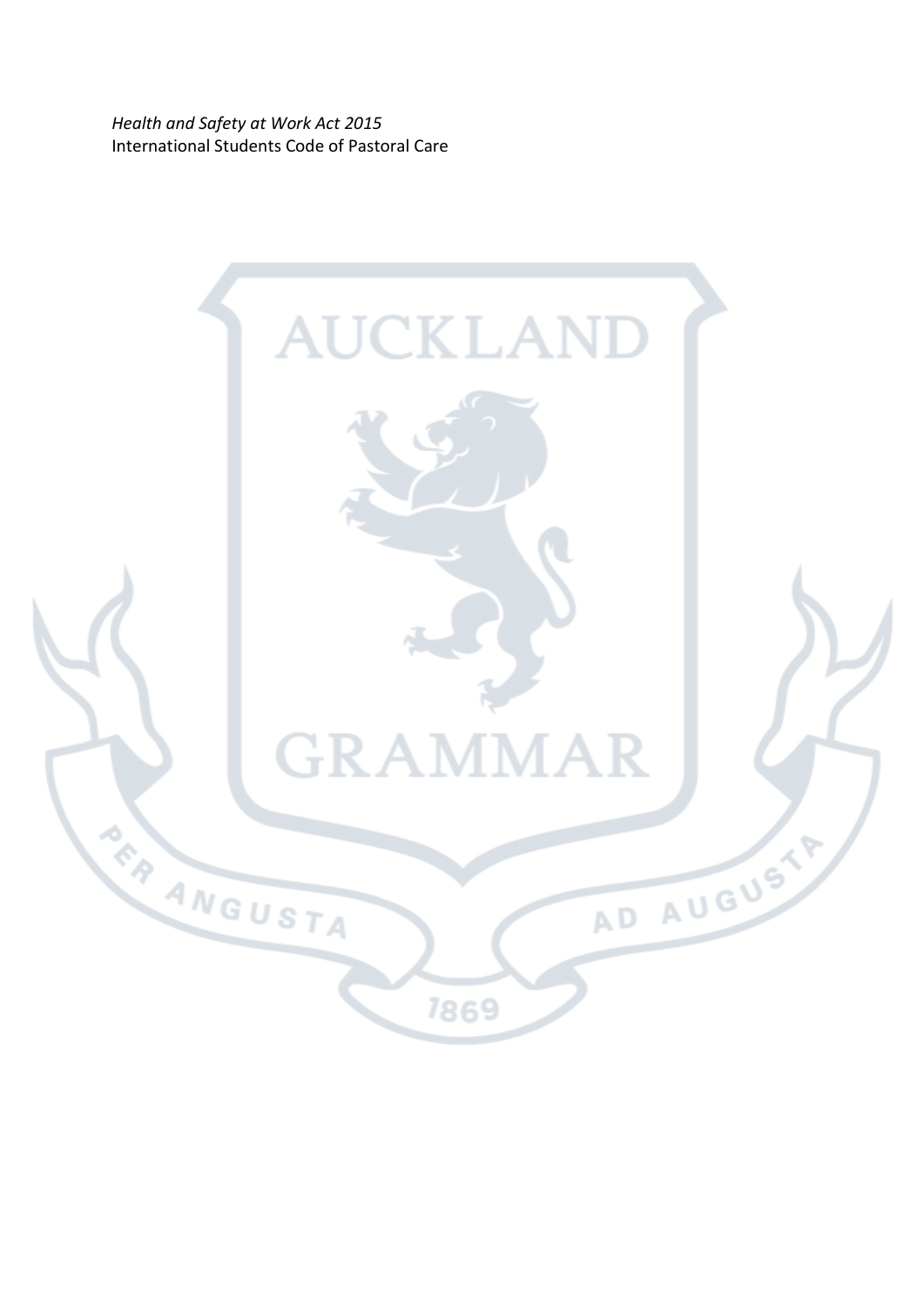*Health and Safety at Work Act 2015*
International Students Code of Pastoral Care